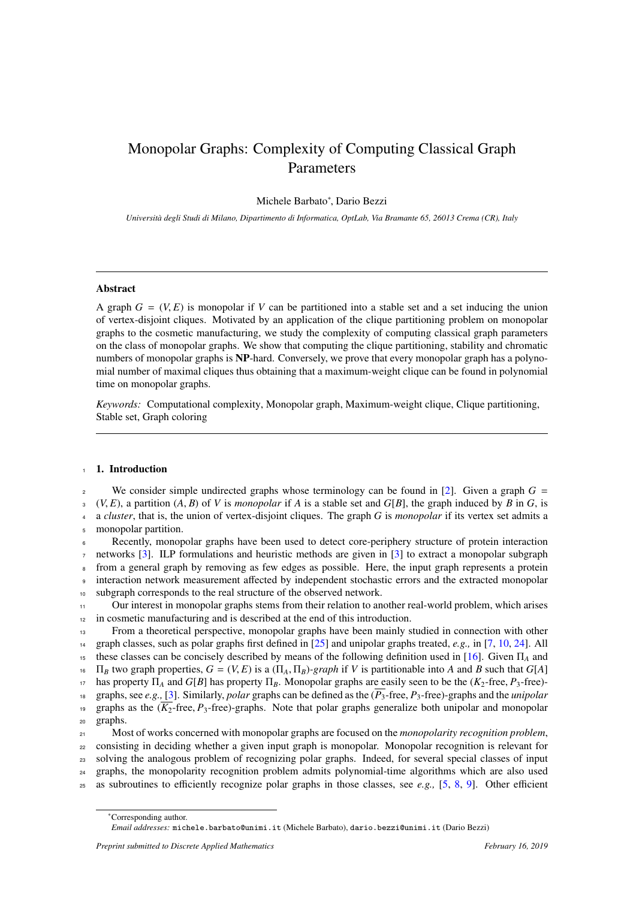# Monopolar Graphs: Complexity of Computing Classical Graph Parameters

Michele Barbato[*], Dario Bezzi

*Università degli Studi di Milano, Dipartimento di Informatica, OptLab, Via Bramante 65, 26013 Crema (CR), Italy*

---

## Abstract

A graph $G = (V, E)$ is monopolar if $V$ can be partitioned into a stable set and a set inducing the union of vertex-disjoint cliques. Motivated by an application of the clique partitioning problem on monopolar graphs to the cosmetic manufacturing, we study the complexity of computing classical graph parameters on the class of monopolar graphs. We show that computing the clique partitioning, stability and chromatic numbers of monopolar graphs is **NP**-hard. Conversely, we prove that every monopolar graph has a polynomial number of maximal cliques thus obtaining that a maximum-weight clique can be found in polynomial time on monopolar graphs.

*Keywords:* Computational complexity, Monopolar graph, Maximum-weight clique, Clique partitioning, Stable set, Graph coloring

---

## 1. Introduction

We consider simple undirected graphs whose terminology can be found in [2]. Given a graph $G = (V, E)$, a partition $(A, B)$ of $V$ is *monopolar* if $A$ is a stable set and $G[B]$, the graph induced by $B$ in $G$, is a *cluster*, that is, the union of vertex-disjoint cliques. The graph $G$ is *monopolar* if its vertex set admits a monopolar partition.

Recently, monopolar graphs have been used to detect core-periphery structure of protein interaction networks [3]. ILP formulations and heuristic methods are given in [3] to extract a monopolar subgraph from a general graph by removing as few edges as possible. Here, the input graph represents a protein interaction network measurement affected by independent stochastic errors and the extracted monopolar subgraph corresponds to the real structure of the observed network.

Our interest in monopolar graphs stems from their relation to another real-world problem, which arises in cosmetic manufacturing and is described at the end of this introduction.

From a theoretical perspective, monopolar graphs have been mainly studied in connection with other graph classes, such as polar graphs first defined in [25] and unipolar graphs treated, *e.g.,* in [7, 10, 24]. All these classes can be concisely described by means of the following definition used in [16]. Given $\Pi_A$ and $\Pi_B$ two graph properties, $G = (V, E)$ is a *$(\Pi_A, \Pi_B)$-graph* if $V$ is partitionable into $A$ and $B$ such that $G[A]$ has property $\Pi_A$ and $G[B]$ has property $\Pi_B$. Monopolar graphs are easily seen to be the ($K_2$-free, $P_3$-free)-graphs, see *e.g.,* [3]. Similarly, *polar* graphs can be defined as the ($\overline{P_3}$-free, $P_3$-free)-graphs and the *unipolar* graphs as the ($\overline{K_2}$-free, $P_3$-free)-graphs. Note that polar graphs generalize both unipolar and monopolar graphs.

Most of works concerned with monopolar graphs are focused on the *monopolarity recognition problem*, consisting in deciding whether a given input graph is monopolar. Monopolar recognition is relevant for solving the analogous problem of recognizing polar graphs. Indeed, for several special classes of input graphs, the monopolarity recognition problem admits polynomial-time algorithms which are also used as subroutines to efficiently recognize polar graphs in those classes, see *e.g.,* [5, 8, 9]. Other efficient

---

[*]Corresponding author.

*Email addresses:* michele.barbato@unimi.it (Michele Barbato), dario.bezzi@unimi.it (Dario Bezzi)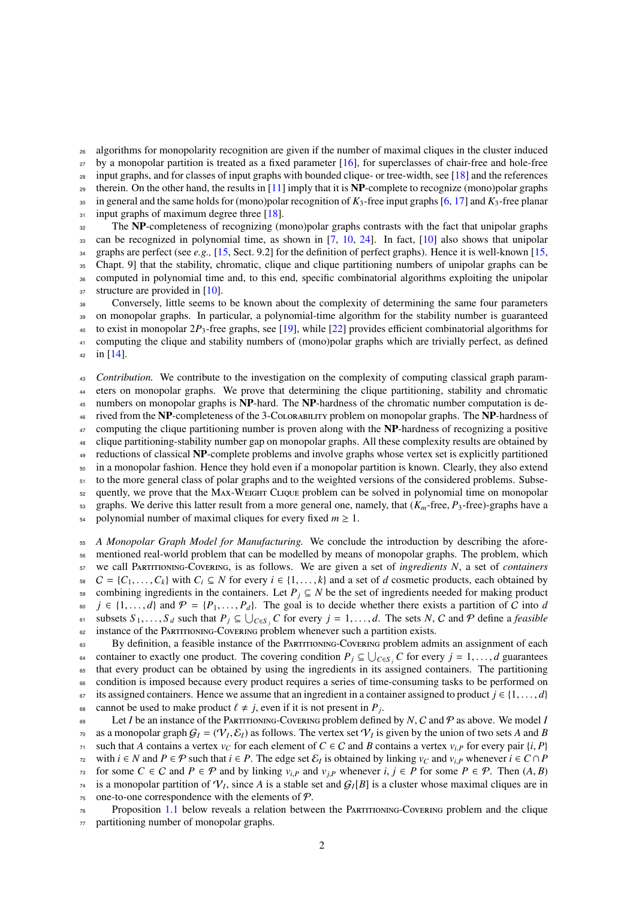algorithms for monopolarity recognition are given if the number of maximal cliques in the cluster induced by a monopolar partition is treated as a fixed parameter [16], for superclasses of chair-free and hole-free input graphs, and for classes of input graphs with bounded clique- or tree-width, see [18] and the references therein. On the other hand, the results in [11] imply that it is **NP**-complete to recognize (mono)polar graphs in general and the same holds for (mono)polar recognition of $K_3$-free input graphs [6, 17] and $K_3$-free planar input graphs of maximum degree three [18].

The **NP**-completeness of recognizing (mono)polar graphs contrasts with the fact that unipolar graphs can be recognized in polynomial time, as shown in [7, 10, 24]. In fact, [10] also shows that unipolar graphs are perfect (see *e.g.,* [15, Sect. 9.2] for the definition of perfect graphs). Hence it is well-known [15, Chapt. 9] that the stability, chromatic, clique and clique partitioning numbers of unipolar graphs can be computed in polynomial time and, to this end, specific combinatorial algorithms exploiting the unipolar structure are provided in [10].

Conversely, little seems to be known about the complexity of determining the same four parameters on monopolar graphs. In particular, a polynomial-time algorithm for the stability number is guaranteed to exist in monopolar $2P_3$-free graphs, see [19], while [22] provides efficient combinatorial algorithms for computing the clique and stability numbers of (mono)polar graphs which are trivially perfect, as defined in [14].

*Contribution.* We contribute to the investigation on the complexity of computing classical graph parameters on monopolar graphs. We prove that determining the clique partitioning, stability and chromatic numbers on monopolar graphs is **NP**-hard. The **NP**-hardness of the chromatic number computation is derived from the **NP**-completeness of the 3-Colorability problem on monopolar graphs. The **NP**-hardness of computing the clique partitioning number is proven along with the **NP**-hardness of recognizing a positive clique partitioning-stability number gap on monopolar graphs. All these complexity results are obtained by reductions of classical **NP**-complete problems and involve graphs whose vertex set is explicitly partitioned in a monopolar fashion. Hence they hold even if a monopolar partition is known. Clearly, they also extend to the more general class of polar graphs and to the weighted versions of the considered problems. Subsequently, we prove that the Max-Weight Clique problem can be solved in polynomial time on monopolar graphs. We derive this latter result from a more general one, namely, that ($K_m$-free, $P_3$-free)-graphs have a polynomial number of maximal cliques for every fixed $m \geq 1$.

*A Monopolar Graph Model for Manufacturing.* We conclude the introduction by describing the aforementioned real-world problem that can be modelled by means of monopolar graphs. The problem, which we call Partitioning-Covering, is as follows. We are given a set of *ingredients* $N$, a set of *containers* $\mathcal{C} = \{C_1, \ldots, C_k\}$ with $C_i \subseteq N$ for every $i \in \{1, \ldots, k\}$ and a set of $d$ cosmetic products, each obtained by combining ingredients in the containers. Let $P_j \subseteq N$ be the set of ingredients needed for making product $j \in \{1, \ldots, d\}$ and $\mathcal{P} = \{P_1, \ldots, P_d\}$. The goal is to decide whether there exists a partition of $\mathcal{C}$ into $d$ subsets $S_1, \ldots, S_d$ such that $P_j \subseteq \bigcup_{C \in S_j} C$ for every $j = 1, \ldots, d$. The sets $N$, $\mathcal{C}$ and $\mathcal{P}$ define a *feasible* instance of the Partitioning-Covering problem whenever such a partition exists.

By definition, a feasible instance of the Partitioning-Covering problem admits an assignment of each container to exactly one product. The covering condition $P_j \subseteq \bigcup_{C \in S_j} C$ for every $j = 1, \ldots, d$ guarantees that every product can be obtained by using the ingredients in its assigned containers. The partitioning condition is imposed because every product requires a series of time-consuming tasks to be performed on its assigned containers. Hence we assume that an ingredient in a container assigned to product $j \in \{1, \ldots, d\}$ cannot be used to make product $\ell \neq j$, even if it is not present in $P_j$.

Let $I$ be an instance of the Partitioning-Covering problem defined by $N$, $\mathcal{C}$ and $\mathcal{P}$ as above. We model $I$ as a monopolar graph $\mathcal{G}_I = (\mathcal{V}_I, \mathcal{E}_I)$ as follows. The vertex set $\mathcal{V}_I$ is given by the union of two sets $A$ and $B$ such that $A$ contains a vertex $v_C$ for each element of $C \in \mathcal{C}$ and $B$ contains a vertex $v_{i,P}$ for every pair $\{i, P\}$ with $i \in N$ and $P \in \mathcal{P}$ such that $i \in P$. The edge set $\mathcal{E}_I$ is obtained by linking $v_C$ and $v_{i,P}$ whenever $i \in C \cap P$ for some $C \in \mathcal{C}$ and $P \in \mathcal{P}$ and by linking $v_{i,P}$ and $v_{j,P}$ whenever $i, j \in P$ for some $P \in \mathcal{P}$. Then $(A, B)$ is a monopolar partition of $\mathcal{V}_I$, since $A$ is a stable set and $\mathcal{G}_I[B]$ is a cluster whose maximal cliques are in one-to-one correspondence with the elements of $\mathcal{P}$.

Proposition 1.1 below reveals a relation between the Partitioning-Covering problem and the clique partitioning number of monopolar graphs.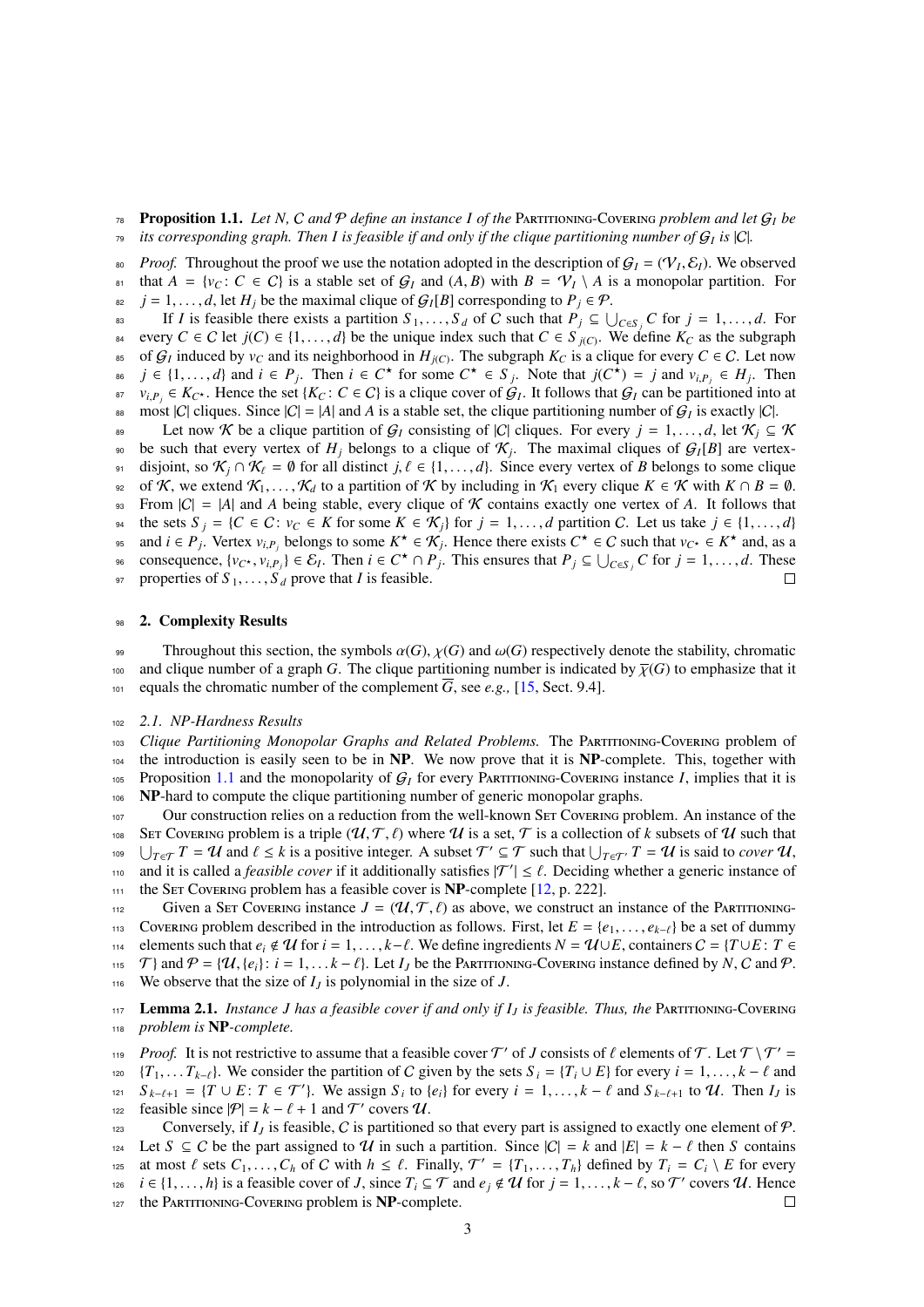**Proposition 1.1.** *Let $N$, $\mathcal{C}$ and $\mathcal{P}$ define an instance $I$ of the* Partitioning-Covering *problem and let $\mathcal{G}_I$ be its corresponding graph. Then $I$ is feasible if and only if the clique partitioning number of $\mathcal{G}_I$ is $|\mathcal{C}|$.*

*Proof.* Throughout the proof we use the notation adopted in the description of $\mathcal{G}_I = (\mathcal{V}_I, \mathcal{E}_I)$. We observed that $A = \{v_C : C \in \mathcal{C}\}$ is a stable set of $\mathcal{G}_I$ and $(A, B)$ with $B = \mathcal{V}_I \setminus A$ is a monopolar partition. For $j = 1, \ldots, d$, let $H_j$ be the maximal clique of $\mathcal{G}_I[B]$ corresponding to $P_j \in \mathcal{P}$.

If $I$ is feasible there exists a partition $S_1, \ldots, S_d$ of $\mathcal{C}$ such that $P_j \subseteq \bigcup_{C \in S_j} C$ for $j = 1, \ldots, d$. For every $C \in \mathcal{C}$ let $j(C) \in \{1, \ldots, d\}$ be the unique index such that $C \in S_{j(C)}$. We define $K_C$ as the subgraph of $\mathcal{G}_I$ induced by $v_C$ and its neighborhood in $H_{j(C)}$. The subgraph $K_C$ is a clique for every $C \in \mathcal{C}$. Let now $j \in \{1, \ldots, d\}$ and $i \in P_j$. Then $i \in C^\star$ for some $C^\star \in S_j$. Note that $j(C^\star) = j$ and $v_{i,P_j} \in H_j$. Then $v_{i,P_j} \in K_{C^\star}$. Hence the set $\{K_C : C \in \mathcal{C}\}$ is a clique cover of $\mathcal{G}_I$. It follows that $\mathcal{G}_I$ can be partitioned into at most $|\mathcal{C}|$ cliques. Since $|\mathcal{C}| = |A|$ and $A$ is a stable set, the clique partitioning number of $\mathcal{G}_I$ is exactly $|\mathcal{C}|$.

Let now $\mathcal{K}$ be a clique partition of $\mathcal{G}_I$ consisting of $|\mathcal{C}|$ cliques. For every $j = 1, \ldots, d$, let $\mathcal{K}_j \subseteq \mathcal{K}$ be such that every vertex of $H_j$ belongs to a clique of $\mathcal{K}_j$. The maximal cliques of $\mathcal{G}_I[B]$ are vertex-disjoint, so $\mathcal{K}_j \cap \mathcal{K}_\ell = \emptyset$ for all distinct $j, \ell \in \{1, \ldots, d\}$. Since every vertex of $B$ belongs to some clique of $\mathcal{K}$, we extend $\mathcal{K}_1, \ldots, \mathcal{K}_d$ to a partition of $\mathcal{K}$ by including in $\mathcal{K}_1$ every clique $K \in \mathcal{K}$ with $K \cap B = \emptyset$. From $|\mathcal{C}| = |A|$ and $A$ being stable, every clique of $\mathcal{K}$ contains exactly one vertex of $A$. It follows that the sets $S_j = \{C \in \mathcal{C} : v_C \in K \text{ for some } K \in \mathcal{K}_j\}$ for $j = 1, \ldots, d$ partition $\mathcal{C}$. Let us take $j \in \{1, \ldots, d\}$ and $i \in P_j$. Vertex $v_{i,P_j}$ belongs to some $K^\star \in \mathcal{K}_j$. Hence there exists $C^\star \in \mathcal{C}$ such that $v_{C^\star} \in K^\star$ and, as a consequence, $\{v_{C^\star}, v_{i,P_j}\} \in \mathcal{E}_I$. Then $i \in C^\star \cap P_j$. This ensures that $P_j \subseteq \bigcup_{C \in S_j} C$ for $j = 1, \ldots, d$. These properties of $S_1, \ldots, S_d$ prove that $I$ is feasible. $\square$

## 2. Complexity Results

Throughout this section, the symbols $\alpha(G)$, $\chi(G)$ and $\omega(G)$ respectively denote the stability, chromatic and clique number of a graph $G$. The clique partitioning number is indicated by $\overline{\chi}(G)$ to emphasize that it equals the chromatic number of the complement $\overline{G}$, see *e.g.,* [15, Sect. 9.4].

### 2.1. NP-Hardness Results

*Clique Partitioning Monopolar Graphs and Related Problems.* The Partitioning-Covering problem of the introduction is easily seen to be in **NP**. We now prove that it is **NP**-complete. This, together with Proposition 1.1 and the monopolarity of $\mathcal{G}_I$ for every Partitioning-Covering instance $I$, implies that it is **NP**-hard to compute the clique partitioning number of generic monopolar graphs.

Our construction relies on a reduction from the well-known Set Covering problem. An instance of the Set Covering problem is a triple $(\mathcal{U}, \mathcal{T}, \ell)$ where $\mathcal{U}$ is a set, $\mathcal{T}$ is a collection of $k$ subsets of $\mathcal{U}$ such that $\bigcup_{T \in \mathcal{T}} T = \mathcal{U}$ and $\ell \leq k$ is a positive integer. A subset $\mathcal{T}' \subseteq \mathcal{T}$ such that $\bigcup_{T \in \mathcal{T}'} T = \mathcal{U}$ is said to *cover* $\mathcal{U}$, and it is called a *feasible cover* if it additionally satisfies $|\mathcal{T}'| \leq \ell$. Deciding whether a generic instance of the Set Covering problem has a feasible cover is **NP**-complete [12, p. 222].

Given a Set Covering instance $J = (\mathcal{U}, \mathcal{T}, \ell)$ as above, we construct an instance of the Partitioning-Covering problem described in the introduction as follows. First, let $E = \{e_1, \ldots, e_{k-\ell}\}$ be a set of dummy elements such that $e_i \notin \mathcal{U}$ for $i = 1, \ldots, k-\ell$. We define ingredients $N = \mathcal{U} \cup E$, containers $\mathcal{C} = \{T \cup E : T \in \mathcal{T}\}$ and $\mathcal{P} = \{\mathcal{U}, \{e_i\} : i = 1, \ldots k-\ell\}$. Let $I_J$ be the Partitioning-Covering instance defined by $N$, $\mathcal{C}$ and $\mathcal{P}$. We observe that the size of $I_J$ is polynomial in the size of $J$.

**Lemma 2.1.** *Instance $J$ has a feasible cover if and only if $I_J$ is feasible. Thus, the* Partitioning-Covering *problem is* **NP***-complete.*

*Proof.* It is not restrictive to assume that a feasible cover $\mathcal{T}'$ of $J$ consists of $\ell$ elements of $\mathcal{T}$. Let $\mathcal{T} \setminus \mathcal{T}' = \{T_1, \ldots T_{k-\ell}\}$. We consider the partition of $\mathcal{C}$ given by the sets $S_i = \{T_i \cup E\}$ for every $i = 1, \ldots, k-\ell$ and $S_{k-\ell+1} = \{T \cup E : T \in \mathcal{T}'\}$. We assign $S_i$ to $\{e_i\}$ for every $i = 1, \ldots, k-\ell$ and $S_{k-\ell+1}$ to $\mathcal{U}$. Then $I_J$ is feasible since $|\mathcal{P}| = k - \ell + 1$ and $\mathcal{T}'$ covers $\mathcal{U}$.

Conversely, if $I_J$ is feasible, $\mathcal{C}$ is partitioned so that every part is assigned to exactly one element of $\mathcal{P}$. Let $S \subseteq \mathcal{C}$ be the part assigned to $\mathcal{U}$ in such a partition. Since $|\mathcal{C}| = k$ and $|E| = k - \ell$ then $S$ contains at most $\ell$ sets $C_1, \ldots, C_h$ of $\mathcal{C}$ with $h \leq \ell$. Finally, $\mathcal{T}' = \{T_1, \ldots, T_h\}$ defined by $T_i = C_i \setminus E$ for every $i \in \{1, \ldots, h\}$ is a feasible cover of $J$, since $T_i \subseteq \mathcal{T}$ and $e_j \notin \mathcal{U}$ for $j = 1, \ldots, k-\ell$, so $\mathcal{T}'$ covers $\mathcal{U}$. Hence the Partitioning-Covering problem is **NP**-complete. $\square$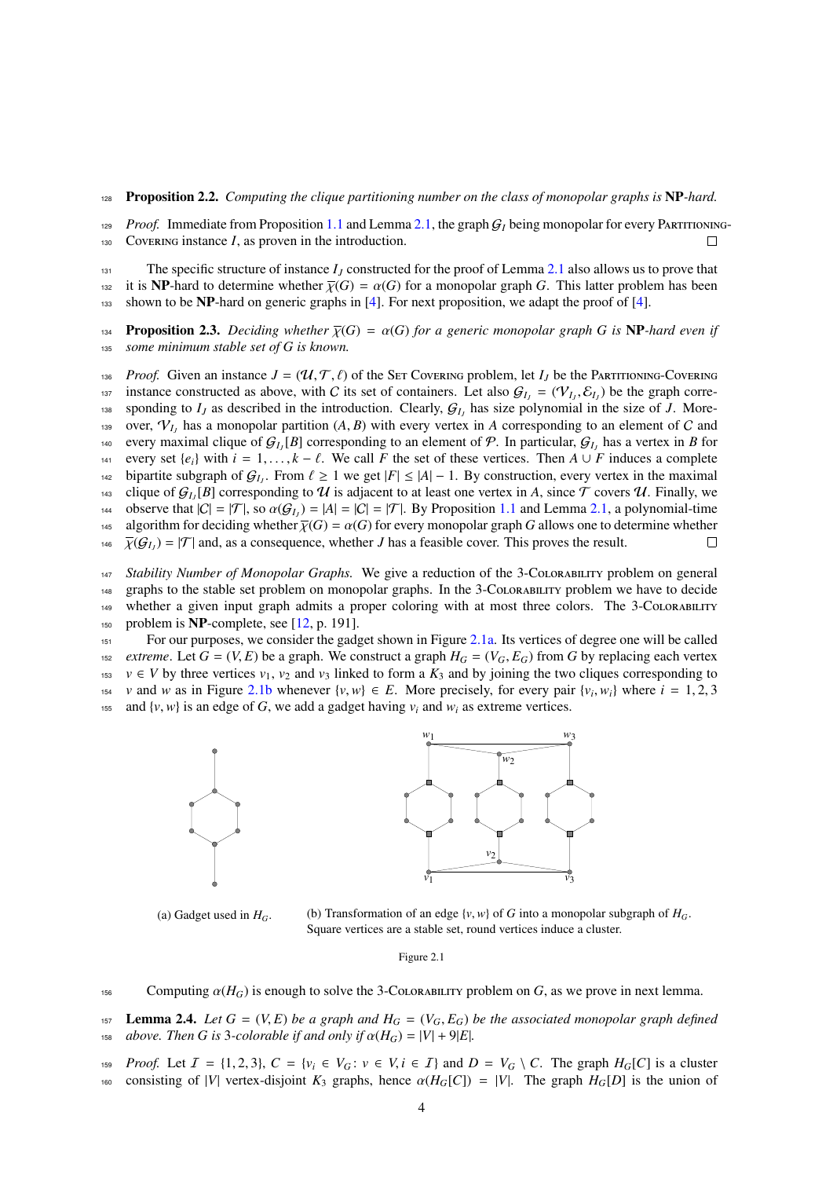**Proposition 2.2.** *Computing the clique partitioning number on the class of monopolar graphs is* **NP***-hard.*

*Proof.* Immediate from Proposition 1.1 and Lemma 2.1, the graph $\mathcal{G}_I$ being monopolar for every Partitioning-Covering instance $I$, as proven in the introduction. □

The specific structure of instance $I_J$ constructed for the proof of Lemma 2.1 also allows us to prove that it is **NP**-hard to determine whether $\overline{\chi}(G) = \alpha(G)$ for a monopolar graph $G$. This latter problem has been shown to be **NP**-hard on generic graphs in [4]. For next proposition, we adapt the proof of [4].

**Proposition 2.3.** *Deciding whether $\overline{\chi}(G) = \alpha(G)$ for a generic monopolar graph $G$ is* **NP***-hard even if some minimum stable set of $G$ is known.*

*Proof.* Given an instance $J = (\mathcal{U}, \mathcal{T}, \ell)$ of the Set Covering problem, let $I_J$ be the Partitioning-Covering instance constructed as above, with $C$ its set of containers. Let also $\mathcal{G}_{I_J} = (\mathcal{V}_{I_J}, \mathcal{E}_{I_J})$ be the graph corresponding to $I_J$ as described in the introduction. Clearly, $\mathcal{G}_{I_J}$ has size polynomial in the size of $J$. Moreover, $\mathcal{V}_{I_J}$ has a monopolar partition $(A, B)$ with every vertex in $A$ corresponding to an element of $C$ and every maximal clique of $\mathcal{G}_{I_J}[B]$ corresponding to an element of $\mathcal{P}$. In particular, $\mathcal{G}_{I_J}$ has a vertex in $B$ for every set $\{e_i\}$ with $i = 1, \ldots, k - \ell$. We call $F$ the set of these vertices. Then $A \cup F$ induces a complete bipartite subgraph of $\mathcal{G}_{I_J}$. From $\ell \geq 1$ we get $|F| \leq |A| - 1$. By construction, every vertex in the maximal clique of $\mathcal{G}_{I_J}[B]$ corresponding to $\mathcal{U}$ is adjacent to at least one vertex in $A$, since $\mathcal{T}$ covers $\mathcal{U}$. Finally, we observe that $|C| = |\mathcal{T}|$, so $\alpha(\mathcal{G}_{I_J}) = |A| = |C| = |\mathcal{T}|$. By Proposition 1.1 and Lemma 2.1, a polynomial-time algorithm for deciding whether $\overline{\chi}(G) = \alpha(G)$ for every monopolar graph $G$ allows one to determine whether $\overline{\chi}(\mathcal{G}_{I_J}) = |\mathcal{T}|$ and, as a consequence, whether $J$ has a feasible cover. This proves the result. □

*Stability Number of Monopolar Graphs.* We give a reduction of the 3-Colorability problem on general graphs to the stable set problem on monopolar graphs. In the 3-Colorability problem we have to decide whether a given input graph admits a proper coloring with at most three colors. The 3-Colorability problem is **NP**-complete, see [12, p. 191].

For our purposes, we consider the gadget shown in Figure 2.1a. Its vertices of degree one will be called *extreme*. Let $G = (V, E)$ be a graph. We construct a graph $H_G = (V_G, E_G)$ from $G$ by replacing each vertex $v \in V$ by three vertices $v_1$, $v_2$ and $v_3$ linked to form a $K_3$ and by joining the two cliques corresponding to $v$ and $w$ as in Figure 2.1b whenever $\{v, w\} \in E$. More precisely, for every pair $\{v_i, w_i\}$ where $i = 1, 2, 3$ and $\{v, w\}$ is an edge of $G$, we add a gadget having $v_i$ and $w_i$ as extreme vertices.

(a) Gadget used in $H_G$.

(b) Transformation of an edge $\{v, w\}$ of $G$ into a monopolar subgraph of $H_G$. Square vertices are a stable set, round vertices induce a cluster.

Figure 2.1

Computing $\alpha(H_G)$ is enough to solve the 3-Colorability problem on $G$, as we prove in next lemma.

**Lemma 2.4.** *Let $G = (V, E)$ be a graph and $H_G = (V_G, E_G)$ be the associated monopolar graph defined above. Then $G$ is 3-colorable if and only if $\alpha(H_G) = |V| + 9|E|$.*

*Proof.* Let $\mathcal{I} = \{1, 2, 3\}$, $C = \{v_i \in V_G : v \in V, i \in \mathcal{I}\}$ and $D = V_G \setminus C$. The graph $H_G[C]$ is a cluster consisting of $|V|$ vertex-disjoint $K_3$ graphs, hence $\alpha(H_G[C]) = |V|$. The graph $H_G[D]$ is the union of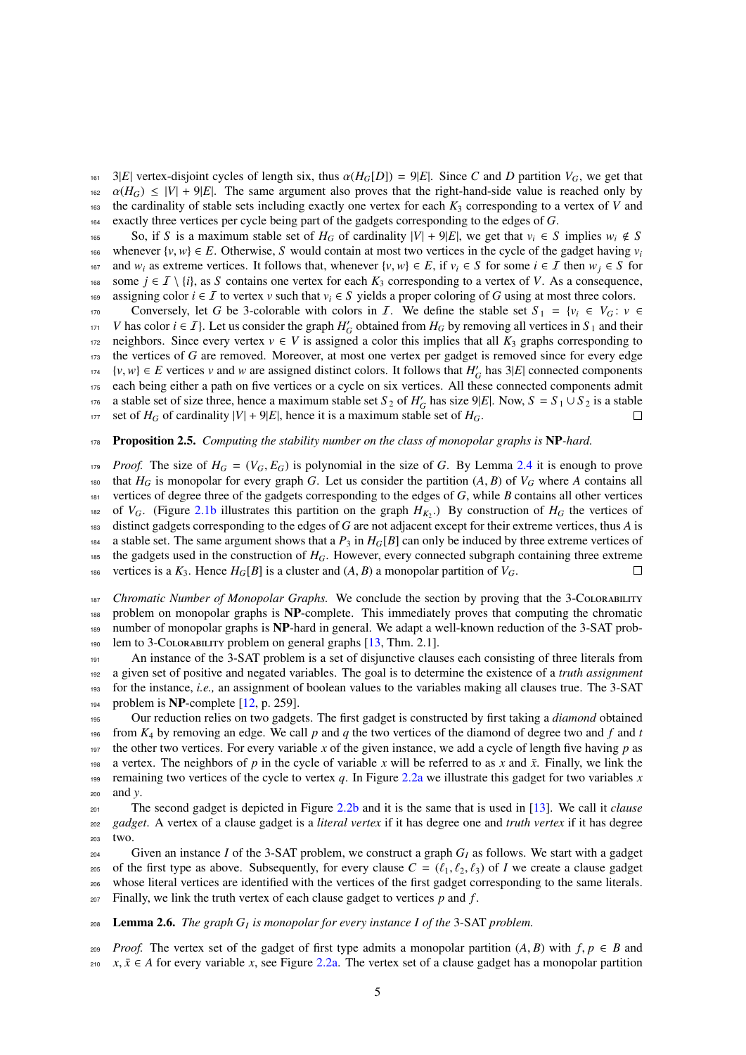$3|E|$ vertex-disjoint cycles of length six, thus $\alpha(H_G[D]) = 9|E|$. Since $C$ and $D$ partition $V_G$, we get that $\alpha(H_G) \leq |V| + 9|E|$. The same argument also proves that the right-hand-side value is reached only by the cardinality of stable sets including exactly one vertex for each $K_3$ corresponding to a vertex of $V$ and exactly three vertices per cycle being part of the gadgets corresponding to the edges of $G$.

So, if $S$ is a maximum stable set of $H_G$ of cardinality $|V| + 9|E|$, we get that $v_i \in S$ implies $w_i \notin S$ whenever $\{v, w\} \in E$. Otherwise, $S$ would contain at most two vertices in the cycle of the gadget having $v_i$ and $w_i$ as extreme vertices. It follows that, whenever $\{v, w\} \in E$, if $v_i \in S$ for some $i \in \mathcal{I}$ then $w_j \in S$ for some $j \in \mathcal{I} \setminus \{i\}$, as $S$ contains one vertex for each $K_3$ corresponding to a vertex of $V$. As a consequence, assigning color $i \in \mathcal{I}$ to vertex $v$ such that $v_i \in S$ yields a proper coloring of $G$ using at most three colors.

Conversely, let $G$ be 3-colorable with colors in $\mathcal{I}$. We define the stable set $S_1 = \{v_i \in V_G : v \in V \text{ has color } i \in \mathcal{I}\}$. Let us consider the graph $H'_G$ obtained from $H_G$ by removing all vertices in $S_1$ and their neighbors. Since every vertex $v \in V$ is assigned a color this implies that all $K_3$ graphs corresponding to the vertices of $G$ are removed. Moreover, at most one vertex per gadget is removed since for every edge $\{v, w\} \in E$ vertices $v$ and $w$ are assigned distinct colors. It follows that $H'_G$ has $3|E|$ connected components each being either a path on five vertices or a cycle on six vertices. All these connected components admit a stable set of size three, hence a maximum stable set $S_2$ of $H'_G$ has size $9|E|$. Now, $S = S_1 \cup S_2$ is a stable set of $H_G$ of cardinality $|V| + 9|E|$, hence it is a maximum stable set of $H_G$. □

**Proposition 2.5.** *Computing the stability number on the class of monopolar graphs is* **NP***-hard.*

*Proof.* The size of $H_G = (V_G, E_G)$ is polynomial in the size of $G$. By Lemma 2.4 it is enough to prove that $H_G$ is monopolar for every graph $G$. Let us consider the partition $(A, B)$ of $V_G$ where $A$ contains all vertices of degree three of the gadgets corresponding to the edges of $G$, while $B$ contains all other vertices of $V_G$. (Figure 2.1b illustrates this partition on the graph $H_{K_2}$.) By construction of $H_G$ the vertices of distinct gadgets corresponding to the edges of $G$ are not adjacent except for their extreme vertices, thus $A$ is a stable set. The same argument shows that a $P_3$ in $H_G[B]$ can only be induced by three extreme vertices of the gadgets used in the construction of $H_G$. However, every connected subgraph containing three extreme vertices is a $K_3$. Hence $H_G[B]$ is a cluster and $(A, B)$ a monopolar partition of $V_G$. □

*Chromatic Number of Monopolar Graphs.* We conclude the section by proving that the 3-Colorability problem on monopolar graphs is **NP**-complete. This immediately proves that computing the chromatic number of monopolar graphs is **NP**-hard in general. We adapt a well-known reduction of the 3-SAT problem to 3-Colorability problem on general graphs [13, Thm. 2.1].

An instance of the 3-SAT problem is a set of disjunctive clauses each consisting of three literals from a given set of positive and negated variables. The goal is to determine the existence of a *truth assignment* for the instance, *i.e.,* an assignment of boolean values to the variables making all clauses true. The 3-SAT problem is **NP**-complete [12, p. 259].

Our reduction relies on two gadgets. The first gadget is constructed by first taking a *diamond* obtained from $K_4$ by removing an edge. We call $p$ and $q$ the two vertices of the diamond of degree two and $f$ and $t$ the other two vertices. For every variable $x$ of the given instance, we add a cycle of length five having $p$ as a vertex. The neighbors of $p$ in the cycle of variable $x$ will be referred to as $x$ and $\bar{x}$. Finally, we link the remaining two vertices of the cycle to vertex $q$. In Figure 2.2a we illustrate this gadget for two variables $x$ and $y$.

The second gadget is depicted in Figure 2.2b and it is the same that is used in [13]. We call it *clause gadget*. A vertex of a clause gadget is a *literal vertex* if it has degree one and *truth vertex* if it has degree two.

Given an instance $I$ of the 3-SAT problem, we construct a graph $G_I$ as follows. We start with a gadget of the first type as above. Subsequently, for every clause $C = (\ell_1, \ell_2, \ell_3)$ of $I$ we create a clause gadget whose literal vertices are identified with the vertices of the first gadget corresponding to the same literals. Finally, we link the truth vertex of each clause gadget to vertices $p$ and $f$.

**Lemma 2.6.** *The graph $G_I$ is monopolar for every instance $I$ of the* 3-SAT *problem.*

*Proof.* The vertex set of the gadget of first type admits a monopolar partition $(A, B)$ with $f, p \in B$ and $x, \bar{x} \in A$ for every variable $x$, see Figure 2.2a. The vertex set of a clause gadget has a monopolar partition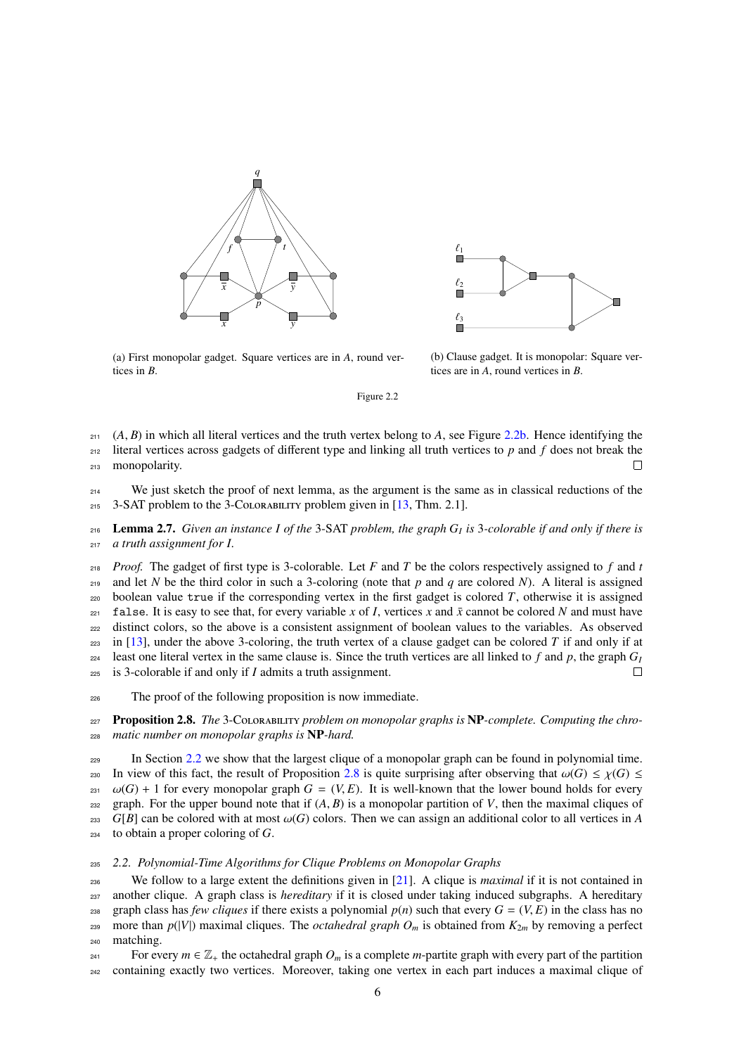(a) First monopolar gadget. Square vertices are in $A$, round vertices in $B$.

(b) Clause gadget. It is monopolar: Square vertices are in $A$, round vertices in $B$.

Figure 2.2

$(A, B)$ in which all literal vertices and the truth vertex belong to $A$, see Figure 2.2b. Hence identifying the literal vertices across gadgets of different type and linking all truth vertices to $p$ and $f$ does not break the monopolarity. □

We just sketch the proof of next lemma, as the argument is the same as in classical reductions of the 3-SAT problem to the 3-Colorability problem given in [13, Thm. 2.1].

**Lemma 2.7.** *Given an instance $I$ of the 3-SAT problem, the graph $G_I$ is 3-colorable if and only if there is a truth assignment for $I$.*

*Proof.* The gadget of first type is 3-colorable. Let $F$ and $T$ be the colors respectively assigned to $f$ and $t$ and let $N$ be the third color in such a 3-coloring (note that $p$ and $q$ are colored $N$). A literal is assigned boolean value `true` if the corresponding vertex in the first gadget is colored $T$, otherwise it is assigned `false`. It is easy to see that, for every variable $x$ of $I$, vertices $x$ and $\bar{x}$ cannot be colored $N$ and must have distinct colors, so the above is a consistent assignment of boolean values to the variables. As observed in [13], under the above 3-coloring, the truth vertex of a clause gadget can be colored $T$ if and only if at least one literal vertex in the same clause is. Since the truth vertices are all linked to $f$ and $p$, the graph $G_I$ is 3-colorable if and only if $I$ admits a truth assignment. □

The proof of the following proposition is now immediate.

**Proposition 2.8.** *The 3-Colorability problem on monopolar graphs is* **NP**-*complete. Computing the chromatic number on monopolar graphs is* **NP**-*hard.*

In Section 2.2 we show that the largest clique of a monopolar graph can be found in polynomial time. In view of this fact, the result of Proposition 2.8 is quite surprising after observing that $\omega(G) \leq \chi(G) \leq \omega(G) + 1$ for every monopolar graph $G = (V, E)$. It is well-known that the lower bound holds for every graph. For the upper bound note that if $(A, B)$ is a monopolar partition of $V$, then the maximal cliques of $G[B]$ can be colored with at most $\omega(G)$ colors. Then we can assign an additional color to all vertices in $A$ to obtain a proper coloring of $G$.

### *2.2. Polynomial-Time Algorithms for Clique Problems on Monopolar Graphs*

We follow to a large extent the definitions given in [21]. A clique is *maximal* if it is not contained in another clique. A graph class is *hereditary* if it is closed under taking induced subgraphs. A hereditary graph class has *few cliques* if there exists a polynomial $p(n)$ such that every $G = (V, E)$ in the class has no more than $p(|V|)$ maximal cliques. The *octahedral graph* $O_m$ is obtained from $K_{2m}$ by removing a perfect matching.

For every $m \in \mathbb{Z}_+$ the octahedral graph $O_m$ is a complete $m$-partite graph with every part of the partition containing exactly two vertices. Moreover, taking one vertex in each part induces a maximal clique of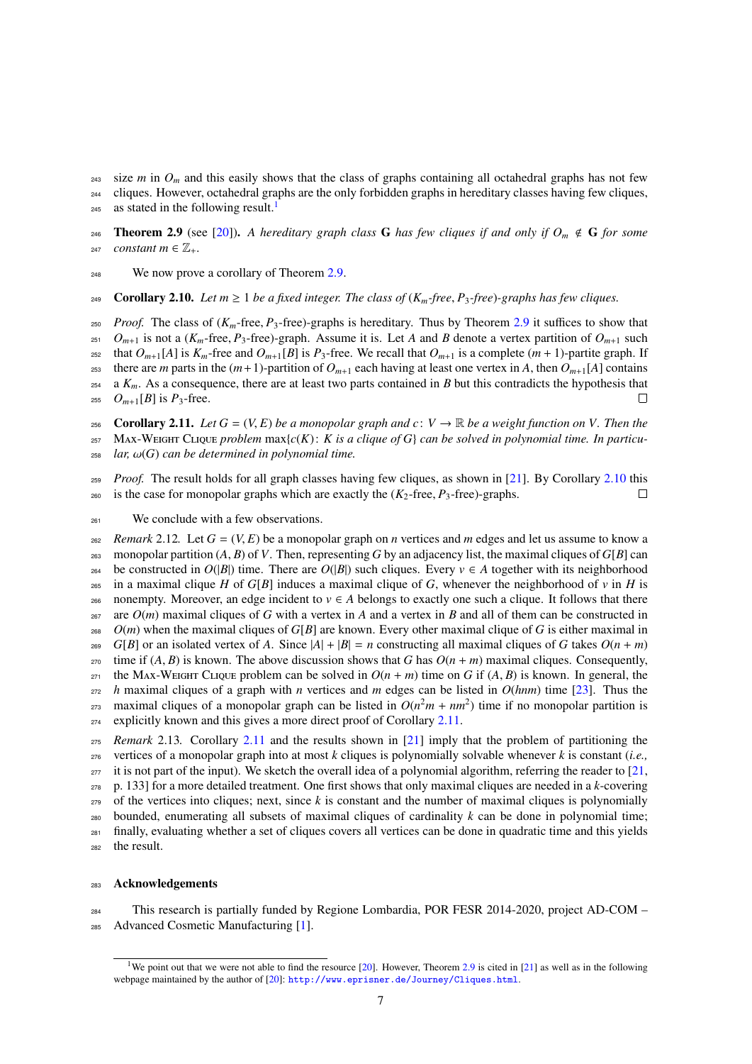size $m$ in $O_m$ and this easily shows that the class of graphs containing all octahedral graphs has not few cliques. However, octahedral graphs are the only forbidden graphs in hereditary classes having few cliques, as stated in the following result.[1]

**Theorem 2.9** (see [20]). *A hereditary graph class* $\mathbf{G}$ *has few cliques if and only if* $O_m \notin \mathbf{G}$ *for some constant* $m \in \mathbb{Z}_+$.

We now prove a corollary of Theorem 2.9.

**Corollary 2.10.** *Let* $m \geq 1$ *be a fixed integer. The class of* $(K_m$*-free*, $P_3$*-free)-graphs has few cliques.*

*Proof.* The class of $(K_m$-free, $P_3$-free)-graphs is hereditary. Thus by Theorem 2.9 it suffices to show that $O_{m+1}$ is not a $(K_m$-free, $P_3$-free)-graph. Assume it is. Let $A$ and $B$ denote a vertex partition of $O_{m+1}$ such that $O_{m+1}[A]$ is $K_m$-free and $O_{m+1}[B]$ is $P_3$-free. We recall that $O_{m+1}$ is a complete $(m+1)$-partite graph. If there are $m$ parts in the $(m+1)$-partition of $O_{m+1}$ each having at least one vertex in $A$, then $O_{m+1}[A]$ contains a $K_m$. As a consequence, there are at least two parts contained in $B$ but this contradicts the hypothesis that $O_{m+1}[B]$ is $P_3$-free. □

**Corollary 2.11.** *Let* $G = (V, E)$ *be a monopolar graph and* $c\colon V \to \mathbb{R}$ *be a weight function on* $V$*. Then the* Max-Weight Clique *problem* $\max\{c(K)\colon K \text{ is a clique of } G\}$ *can be solved in polynomial time. In particular,* $\omega(G)$ *can be determined in polynomial time.*

*Proof.* The result holds for all graph classes having few cliques, as shown in [21]. By Corollary 2.10 this is the case for monopolar graphs which are exactly the $(K_2$-free, $P_3$-free)-graphs. □

We conclude with a few observations.

*Remark* 2.12. Let $G = (V, E)$ be a monopolar graph on $n$ vertices and $m$ edges and let us assume to know a monopolar partition $(A, B)$ of $V$. Then, representing $G$ by an adjacency list, the maximal cliques of $G[B]$ can be constructed in $O(|B|)$ time. There are $O(|B|)$ such cliques. Every $v \in A$ together with its neighborhood in a maximal clique $H$ of $G[B]$ induces a maximal clique of $G$, whenever the neighborhood of $v$ in $H$ is nonempty. Moreover, an edge incident to $v \in A$ belongs to exactly one such a clique. It follows that there are $O(m)$ maximal cliques of $G$ with a vertex in $A$ and a vertex in $B$ and all of them can be constructed in $O(m)$ when the maximal cliques of $G[B]$ are known. Every other maximal clique of $G$ is either maximal in $G[B]$ or an isolated vertex of $A$. Since $|A| + |B| = n$ constructing all maximal cliques of $G$ takes $O(n + m)$ time if $(A, B)$ is known. The above discussion shows that $G$ has $O(n + m)$ maximal cliques. Consequently, the Max-Weight Clique problem can be solved in $O(n + m)$ time on $G$ if $(A, B)$ is known. In general, the $h$ maximal cliques of a graph with $n$ vertices and $m$ edges can be listed in $O(hnm)$ time [23]. Thus the maximal cliques of a monopolar graph can be listed in $O(n^2 m + nm^2)$ time if no monopolar partition is explicitly known and this gives a more direct proof of Corollary 2.11.

*Remark* 2.13. Corollary 2.11 and the results shown in [21] imply that the problem of partitioning the vertices of a monopolar graph into at most $k$ cliques is polynomially solvable whenever $k$ is constant (*i.e.,* it is not part of the input). We sketch the overall idea of a polynomial algorithm, referring the reader to [21, p. 133] for a more detailed treatment. One first shows that only maximal cliques are needed in a $k$-covering of the vertices into cliques; next, since $k$ is constant and the number of maximal cliques is polynomially bounded, enumerating all subsets of maximal cliques of cardinality $k$ can be done in polynomial time; finally, evaluating whether a set of cliques covers all vertices can be done in quadratic time and this yields the result.

## Acknowledgements

This research is partially funded by Regione Lombardia, POR FESR 2014-2020, project AD-COM – Advanced Cosmetic Manufacturing [1].

[1] We point out that we were not able to find the resource [20]. However, Theorem 2.9 is cited in [21] as well as in the following webpage maintained by the author of [20]: http://www.eprisner.de/Journey/Cliques.html.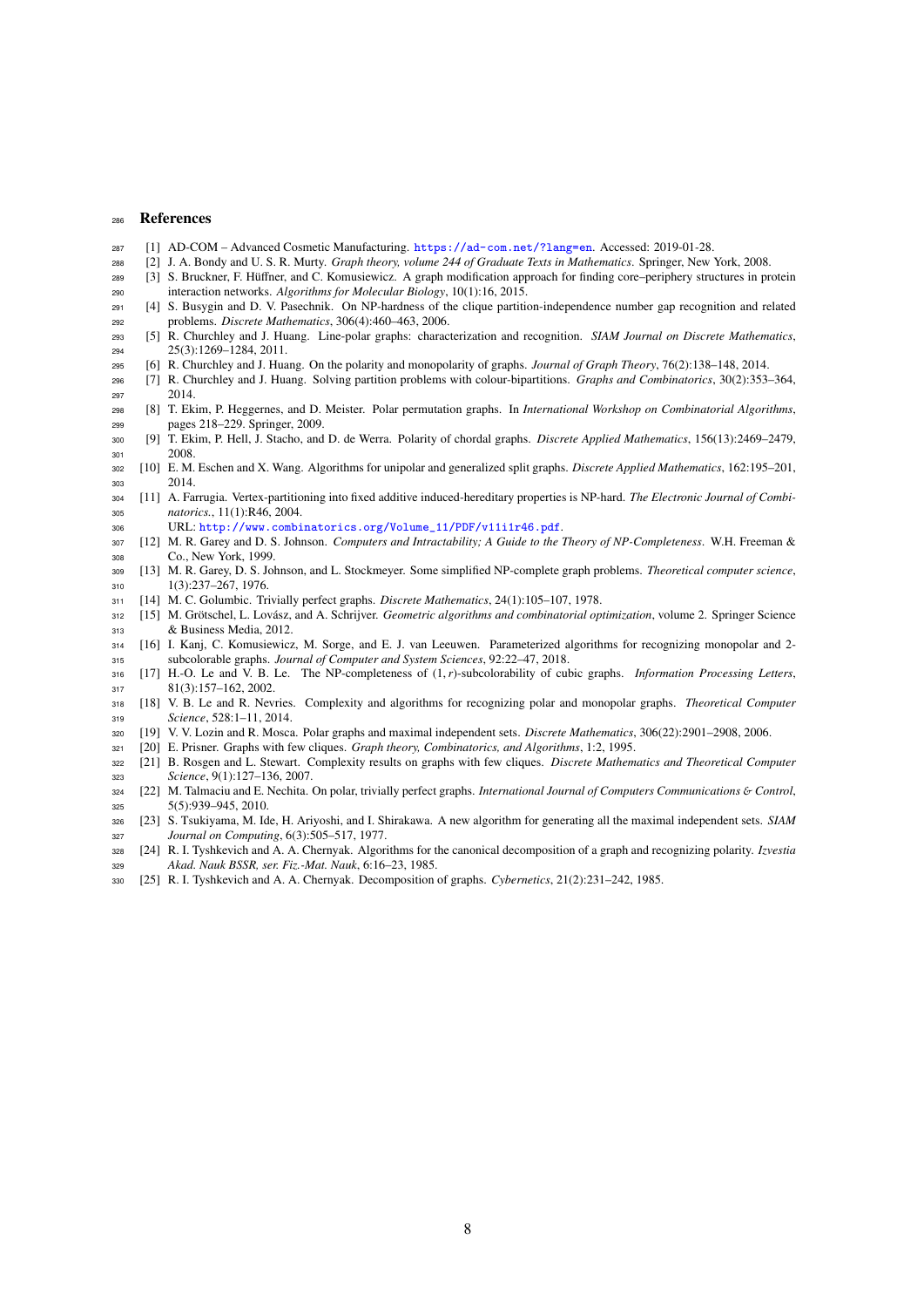## References

[1] AD-COM – Advanced Cosmetic Manufacturing. https://ad-com.net/?lang=en. Accessed: 2019-01-28.

[2] J. A. Bondy and U. S. R. Murty. *Graph theory, volume 244 of Graduate Texts in Mathematics*. Springer, New York, 2008.

[3] S. Bruckner, F. Hüffner, and C. Komusiewicz. A graph modification approach for finding core–periphery structures in protein interaction networks. *Algorithms for Molecular Biology*, 10(1):16, 2015.

[4] S. Busygin and D. V. Pasechnik. On NP-hardness of the clique partition-independence number gap recognition and related problems. *Discrete Mathematics*, 306(4):460–463, 2006.

[5] R. Churchley and J. Huang. Line-polar graphs: characterization and recognition. *SIAM Journal on Discrete Mathematics*, 25(3):1269–1284, 2011.

[6] R. Churchley and J. Huang. On the polarity and monopolarity of graphs. *Journal of Graph Theory*, 76(2):138–148, 2014.

[7] R. Churchley and J. Huang. Solving partition problems with colour-bipartitions. *Graphs and Combinatorics*, 30(2):353–364, 2014.

[8] T. Ekim, P. Heggernes, and D. Meister. Polar permutation graphs. In *International Workshop on Combinatorial Algorithms*, pages 218–229. Springer, 2009.

[9] T. Ekim, P. Hell, J. Stacho, and D. de Werra. Polarity of chordal graphs. *Discrete Applied Mathematics*, 156(13):2469–2479, 2008.

[10] E. M. Eschen and X. Wang. Algorithms for unipolar and generalized split graphs. *Discrete Applied Mathematics*, 162:195–201, 2014.

[11] A. Farrugia. Vertex-partitioning into fixed additive induced-hereditary properties is NP-hard. *The Electronic Journal of Combinatorics.*, 11(1):R46, 2004.
URL: http://www.combinatorics.org/Volume_11/PDF/v11i1r46.pdf.

[12] M. R. Garey and D. S. Johnson. *Computers and Intractability; A Guide to the Theory of NP-Completeness*. W.H. Freeman & Co., New York, 1999.

[13] M. R. Garey, D. S. Johnson, and L. Stockmeyer. Some simplified NP-complete graph problems. *Theoretical computer science*, 1(3):237–267, 1976.

[14] M. C. Golumbic. Trivially perfect graphs. *Discrete Mathematics*, 24(1):105–107, 1978.

[15] M. Grötschel, L. Lovász, and A. Schrijver. *Geometric algorithms and combinatorial optimization*, volume 2. Springer Science & Business Media, 2012.

[16] I. Kanj, C. Komusiewicz, M. Sorge, and E. J. van Leeuwen. Parameterized algorithms for recognizing monopolar and 2-subcolorable graphs. *Journal of Computer and System Sciences*, 92:22–47, 2018.

[17] H.-O. Le and V. B. Le. The NP-completeness of $(1, r)$-subcolorability of cubic graphs. *Information Processing Letters*, 81(3):157–162, 2002.

[18] V. B. Le and R. Nevries. Complexity and algorithms for recognizing polar and monopolar graphs. *Theoretical Computer Science*, 528:1–11, 2014.

[19] V. V. Lozin and R. Mosca. Polar graphs and maximal independent sets. *Discrete Mathematics*, 306(22):2901–2908, 2006.

[20] E. Prisner. Graphs with few cliques. *Graph theory, Combinatorics, and Algorithms*, 1:2, 1995.

[21] B. Rosgen and L. Stewart. Complexity results on graphs with few cliques. *Discrete Mathematics and Theoretical Computer Science*, 9(1):127–136, 2007.

[22] M. Talmaciu and E. Nechita. On polar, trivially perfect graphs. *International Journal of Computers Communications & Control*, 5(5):939–945, 2010.

[23] S. Tsukiyama, M. Ide, H. Ariyoshi, and I. Shirakawa. A new algorithm for generating all the maximal independent sets. *SIAM Journal on Computing*, 6(3):505–517, 1977.

[24] R. I. Tyshkevich and A. A. Chernyak. Algorithms for the canonical decomposition of a graph and recognizing polarity. *Izvestia Akad. Nauk BSSR, ser. Fiz.-Mat. Nauk*, 6:16–23, 1985.

[25] R. I. Tyshkevich and A. A. Chernyak. Decomposition of graphs. *Cybernetics*, 21(2):231–242, 1985.